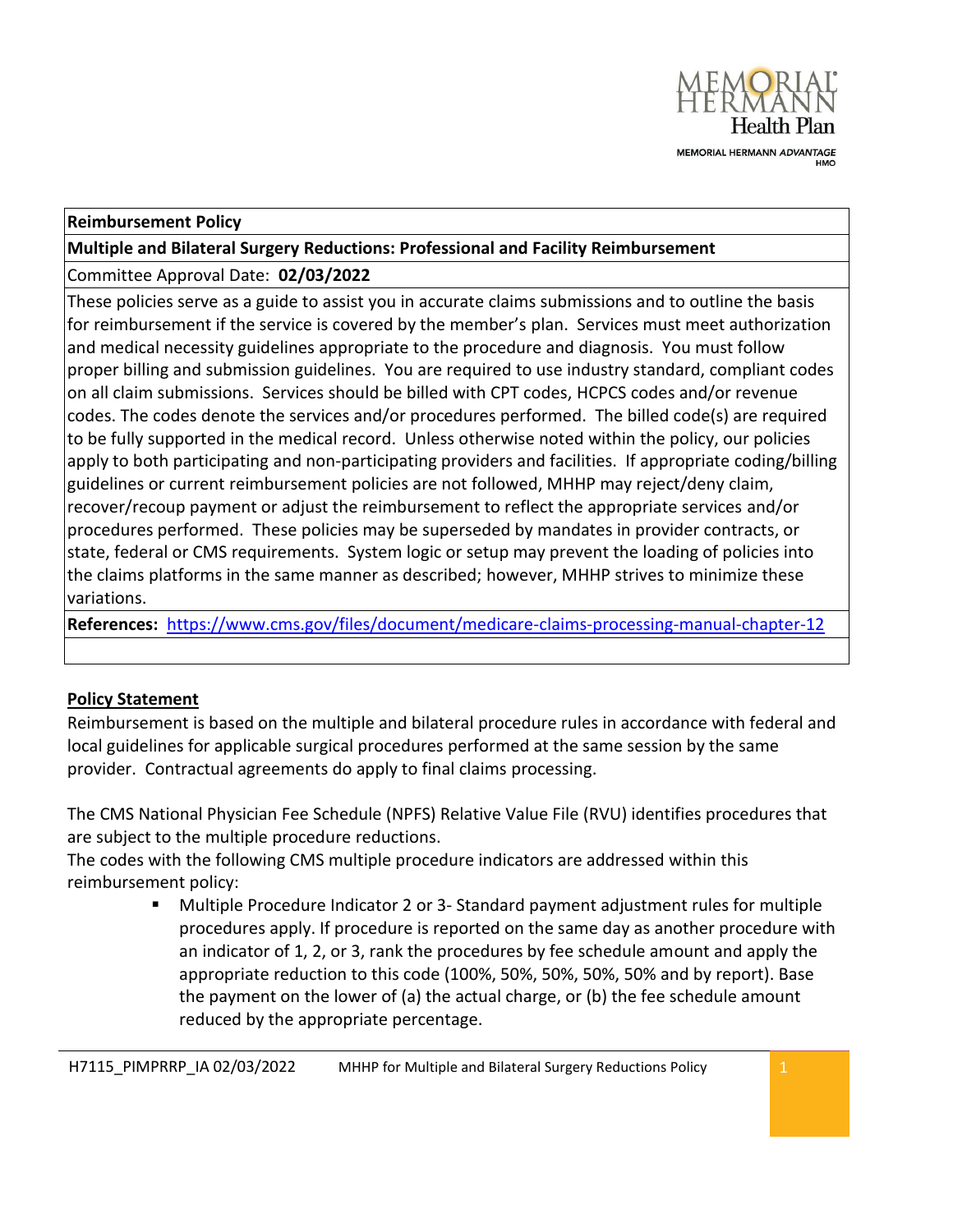| Reimbursement Policy |
|---|
| **Multiple and Bilateral Surgery Reductions: Professional and Facility Reimbursement** |
| Committee Approval Date: **02/03/2022** |
| These policies serve as a guide to assist you in accurate claims submissions and to outline the basis for reimbursement if the service is covered by the member's plan. Services must meet authorization and medical necessity guidelines appropriate to the procedure and diagnosis. You must follow proper billing and submission guidelines. You are required to use industry standard, compliant codes on all claim submissions. Services should be billed with CPT codes, HCPCS codes and/or revenue codes. The codes denote the services and/or procedures performed. The billed code(s) are required to be fully supported in the medical record. Unless otherwise noted within the policy, our policies apply to both participating and non-participating providers and facilities. If appropriate coding/billing guidelines or current reimbursement policies are not followed, MHHP may reject/deny claim, recover/recoup payment or adjust the reimbursement to reflect the appropriate services and/or procedures performed. These policies may be superseded by mandates in provider contracts, or state, federal or CMS requirements. System logic or setup may prevent the loading of policies into the claims platforms in the same manner as described; however, MHHP strives to minimize these variations. |
| **References:** [https://www.cms.gov/files/document/medicare-claims-processing-manual-chapter-12](https://www.cms.gov/files/document/medicare-claims-processing-manual-chapter-12) |

## Policy Statement

Reimbursement is based on the multiple and bilateral procedure rules in accordance with federal and local guidelines for applicable surgical procedures performed at the same session by the same provider. Contractual agreements do apply to final claims processing.

The CMS National Physician Fee Schedule (NPFS) Relative Value File (RVU) identifies procedures that are subject to the multiple procedure reductions.

The codes with the following CMS multiple procedure indicators are addressed within this reimbursement policy:

- Multiple Procedure Indicator 2 or 3- Standard payment adjustment rules for multiple procedures apply. If procedure is reported on the same day as another procedure with an indicator of 1, 2, or 3, rank the procedures by fee schedule amount and apply the appropriate reduction to this code (100%, 50%, 50%, 50%, 50% and by report). Base the payment on the lower of (a) the actual charge, or (b) the fee schedule amount reduced by the appropriate percentage.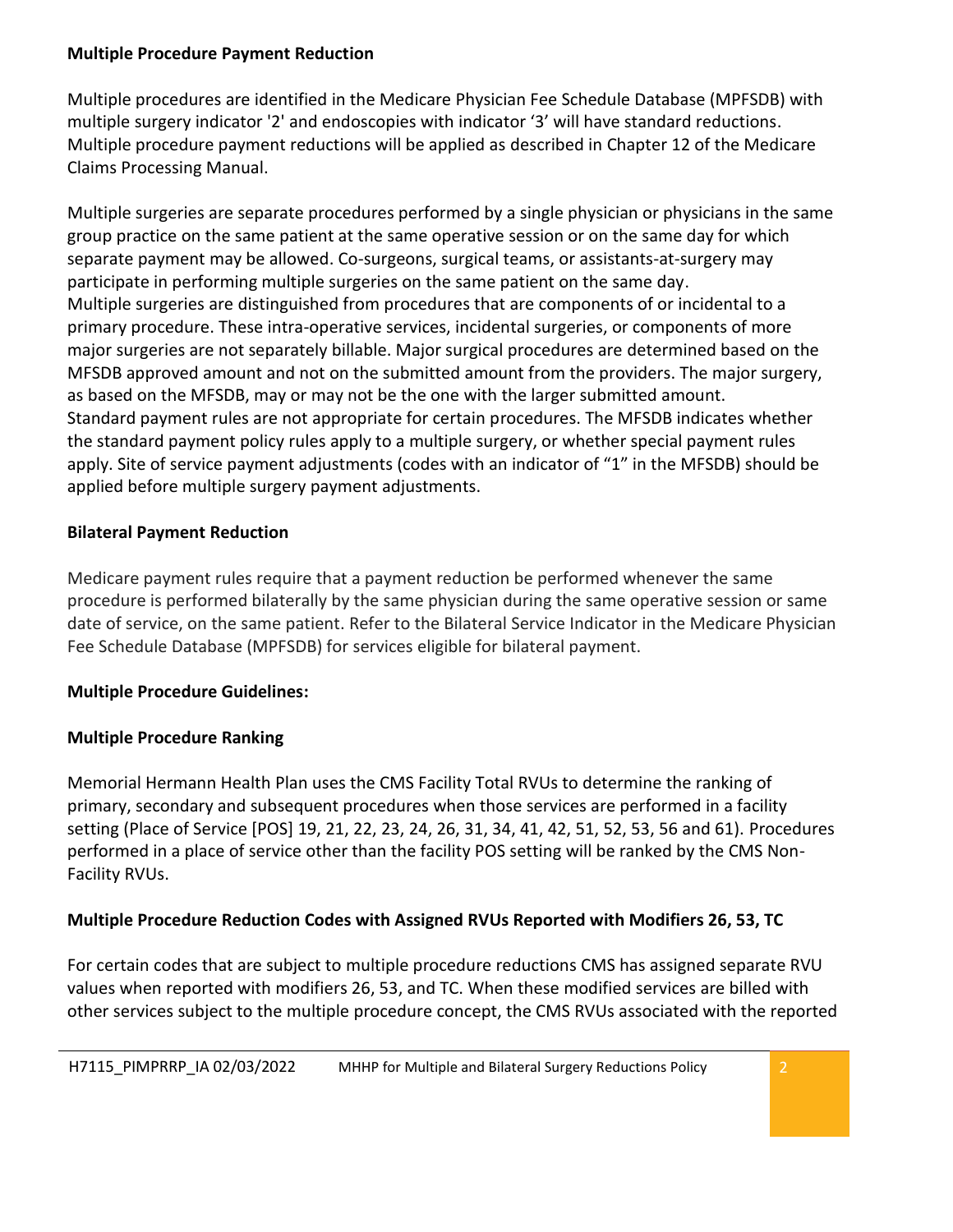**Multiple Procedure Payment Reduction**

Multiple procedures are identified in the Medicare Physician Fee Schedule Database (MPFSDB) with multiple surgery indicator '2' and endoscopies with indicator '3' will have standard reductions. Multiple procedure payment reductions will be applied as described in Chapter 12 of the Medicare Claims Processing Manual.

Multiple surgeries are separate procedures performed by a single physician or physicians in the same group practice on the same patient at the same operative session or on the same day for which separate payment may be allowed. Co-surgeons, surgical teams, or assistants-at-surgery may participate in performing multiple surgeries on the same patient on the same day.
Multiple surgeries are distinguished from procedures that are components of or incidental to a primary procedure. These intra-operative services, incidental surgeries, or components of more major surgeries are not separately billable. Major surgical procedures are determined based on the MFSDB approved amount and not on the submitted amount from the providers. The major surgery, as based on the MFSDB, may or may not be the one with the larger submitted amount.
Standard payment rules are not appropriate for certain procedures. The MFSDB indicates whether the standard payment policy rules apply to a multiple surgery, or whether special payment rules apply. Site of service payment adjustments (codes with an indicator of "1" in the MFSDB) should be applied before multiple surgery payment adjustments.

**Bilateral Payment Reduction**

Medicare payment rules require that a payment reduction be performed whenever the same procedure is performed bilaterally by the same physician during the same operative session or same date of service, on the same patient. Refer to the Bilateral Service Indicator in the Medicare Physician Fee Schedule Database (MPFSDB) for services eligible for bilateral payment.

**Multiple Procedure Guidelines:**

**Multiple Procedure Ranking**

Memorial Hermann Health Plan uses the CMS Facility Total RVUs to determine the ranking of primary, secondary and subsequent procedures when those services are performed in a facility setting (Place of Service [POS] 19, 21, 22, 23, 24, 26, 31, 34, 41, 42, 51, 52, 53, 56 and 61). Procedures performed in a place of service other than the facility POS setting will be ranked by the CMS Non-Facility RVUs.

**Multiple Procedure Reduction Codes with Assigned RVUs Reported with Modifiers 26, 53, TC**

For certain codes that are subject to multiple procedure reductions CMS has assigned separate RVU values when reported with modifiers 26, 53, and TC. When these modified services are billed with other services subject to the multiple procedure concept, the CMS RVUs associated with the reported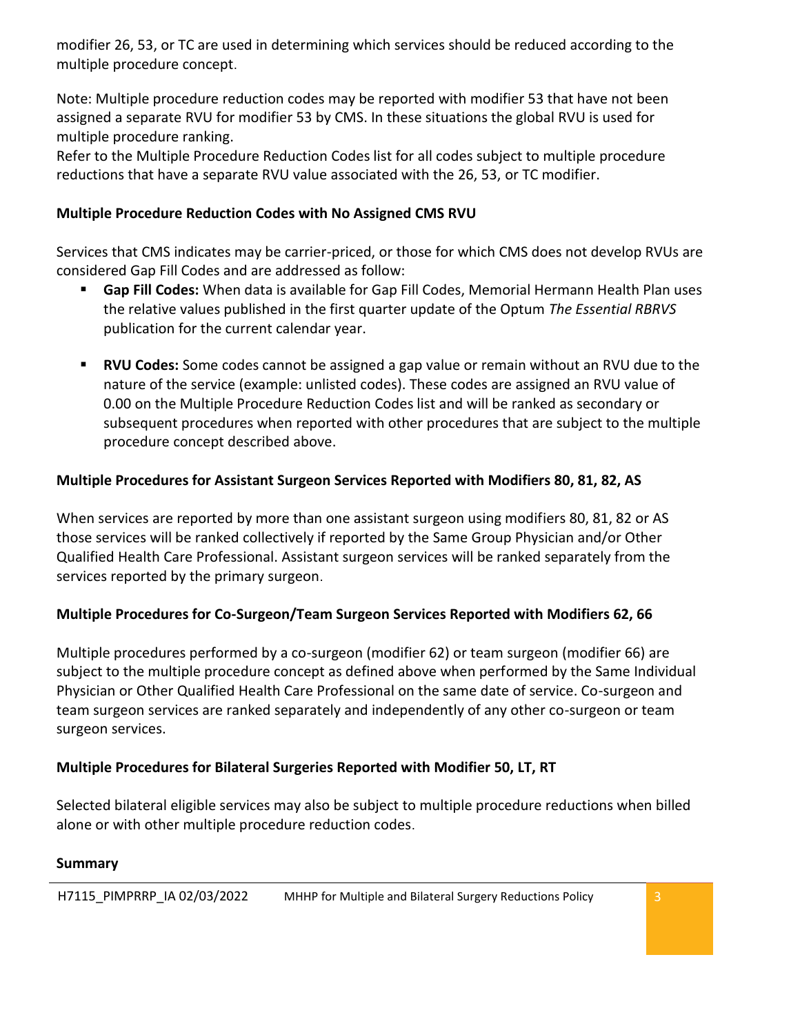modifier 26, 53, or TC are used in determining which services should be reduced according to the multiple procedure concept.

Note: Multiple procedure reduction codes may be reported with modifier 53 that have not been assigned a separate RVU for modifier 53 by CMS. In these situations the global RVU is used for multiple procedure ranking.
Refer to the Multiple Procedure Reduction Codes list for all codes subject to multiple procedure reductions that have a separate RVU value associated with the 26, 53, or TC modifier.

### Multiple Procedure Reduction Codes with No Assigned CMS RVU

Services that CMS indicates may be carrier-priced, or those for which CMS does not develop RVUs are considered Gap Fill Codes and are addressed as follow:

- **Gap Fill Codes:** When data is available for Gap Fill Codes, Memorial Hermann Health Plan uses the relative values published in the first quarter update of the Optum *The Essential RBRVS* publication for the current calendar year.
- **RVU Codes:** Some codes cannot be assigned a gap value or remain without an RVU due to the nature of the service (example: unlisted codes). These codes are assigned an RVU value of 0.00 on the Multiple Procedure Reduction Codes list and will be ranked as secondary or subsequent procedures when reported with other procedures that are subject to the multiple procedure concept described above.

### Multiple Procedures for Assistant Surgeon Services Reported with Modifiers 80, 81, 82, AS

When services are reported by more than one assistant surgeon using modifiers 80, 81, 82 or AS those services will be ranked collectively if reported by the Same Group Physician and/or Other Qualified Health Care Professional. Assistant surgeon services will be ranked separately from the services reported by the primary surgeon.

### Multiple Procedures for Co-Surgeon/Team Surgeon Services Reported with Modifiers 62, 66

Multiple procedures performed by a co-surgeon (modifier 62) or team surgeon (modifier 66) are subject to the multiple procedure concept as defined above when performed by the Same Individual Physician or Other Qualified Health Care Professional on the same date of service. Co-surgeon and team surgeon services are ranked separately and independently of any other co-surgeon or team surgeon services.

### Multiple Procedures for Bilateral Surgeries Reported with Modifier 50, LT, RT

Selected bilateral eligible services may also be subject to multiple procedure reductions when billed alone or with other multiple procedure reduction codes.

### Summary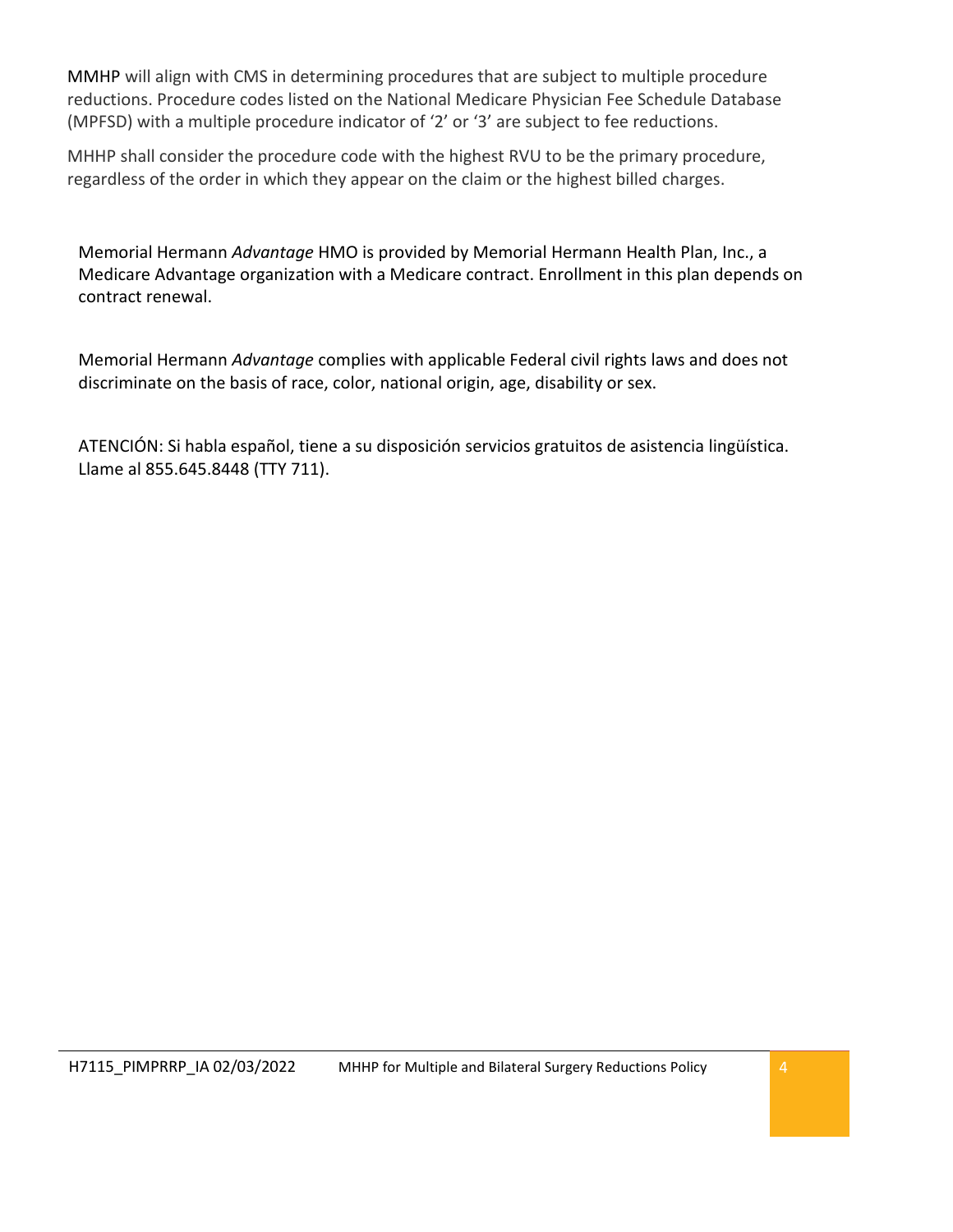MMHP will align with CMS in determining procedures that are subject to multiple procedure reductions. Procedure codes listed on the National Medicare Physician Fee Schedule Database (MPFSD) with a multiple procedure indicator of '2' or '3' are subject to fee reductions.

MHHP shall consider the procedure code with the highest RVU to be the primary procedure, regardless of the order in which they appear on the claim or the highest billed charges.

Memorial Hermann *Advantage* HMO is provided by Memorial Hermann Health Plan, Inc., a Medicare Advantage organization with a Medicare contract. Enrollment in this plan depends on contract renewal.

Memorial Hermann *Advantage* complies with applicable Federal civil rights laws and does not discriminate on the basis of race, color, national origin, age, disability or sex.

ATENCIÓN: Si habla español, tiene a su disposición servicios gratuitos de asistencia lingüística. Llame al 855.645.8448 (TTY 711).